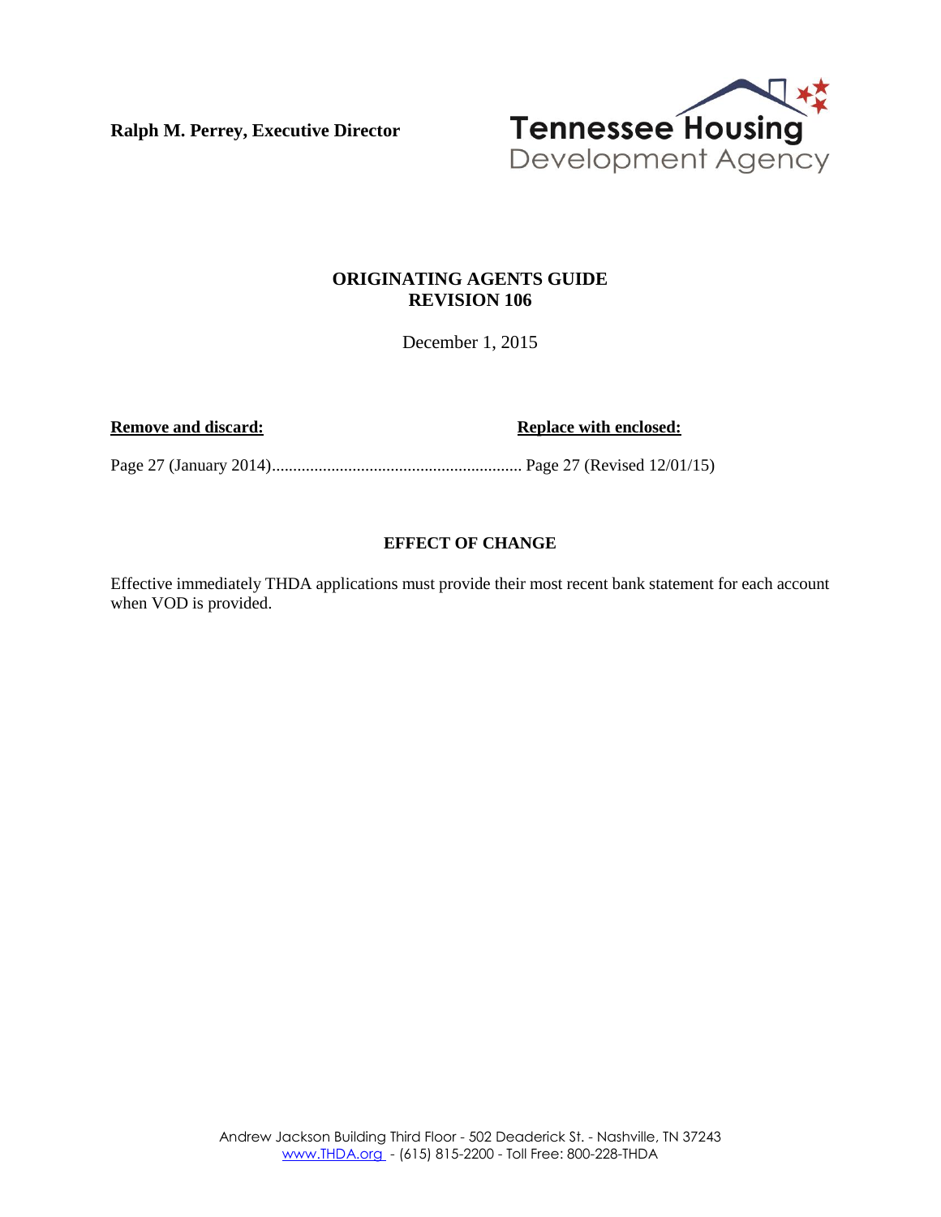**Ralph M. Perrey, Executive Director**

Tennessee Housing
Development Agency

## ORIGINATING AGENTS GUIDE
## REVISION 106

December 1, 2015

| **Remove and discard:** | **Replace with enclosed:** |
| --- | --- |
| Page 27 (January 2014) | Page 27 (Revised 12/01/15) |

### EFFECT OF CHANGE

Effective immediately THDA applications must provide their most recent bank statement for each account when VOD is provided.

Andrew Jackson Building Third Floor - 502 Deaderick St. - Nashville, TN 37243
www.THDA.org - (615) 815-2200 - Toll Free: 800-228-THDA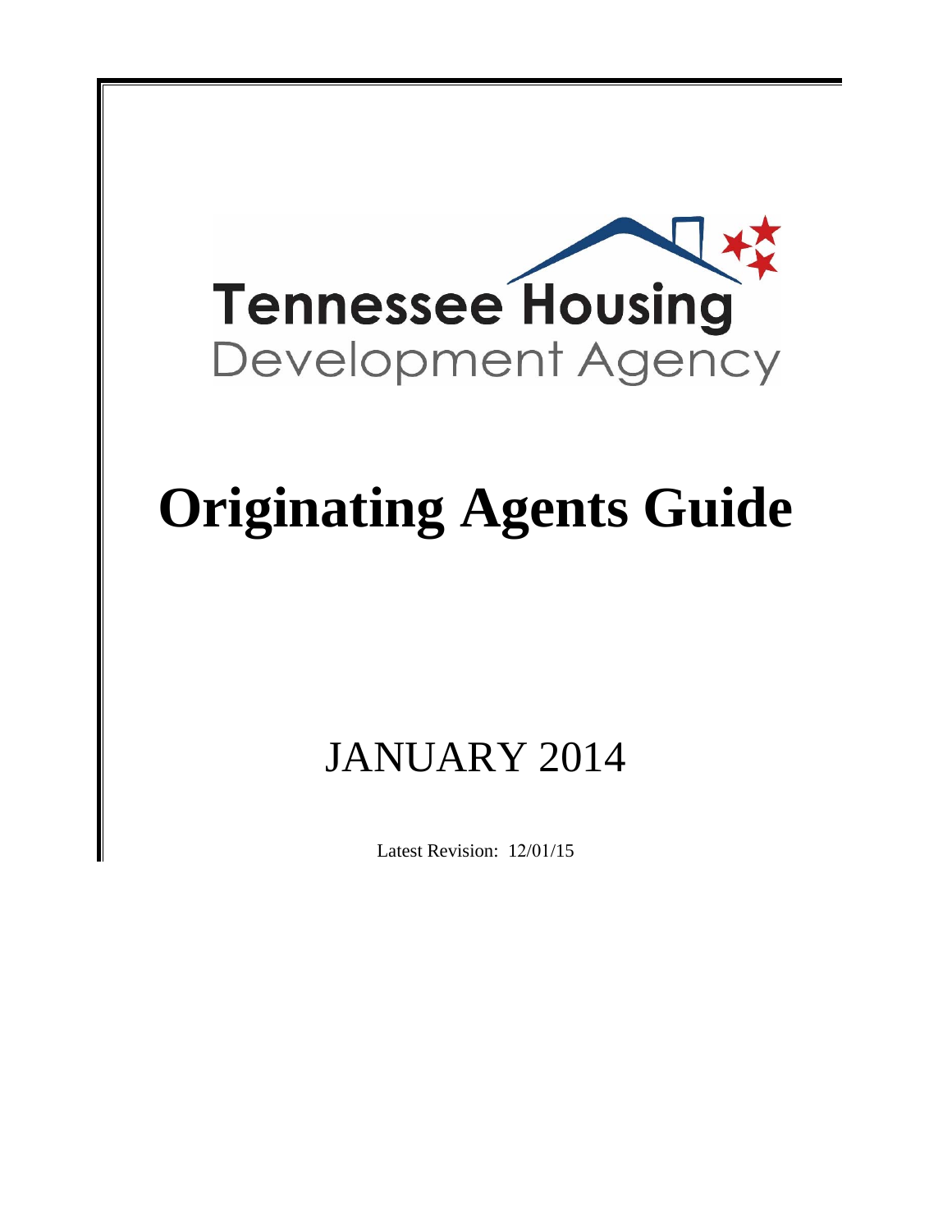Tennessee Housing
Development Agency

# Originating Agents Guide

## JANUARY 2014

Latest Revision: 12/01/15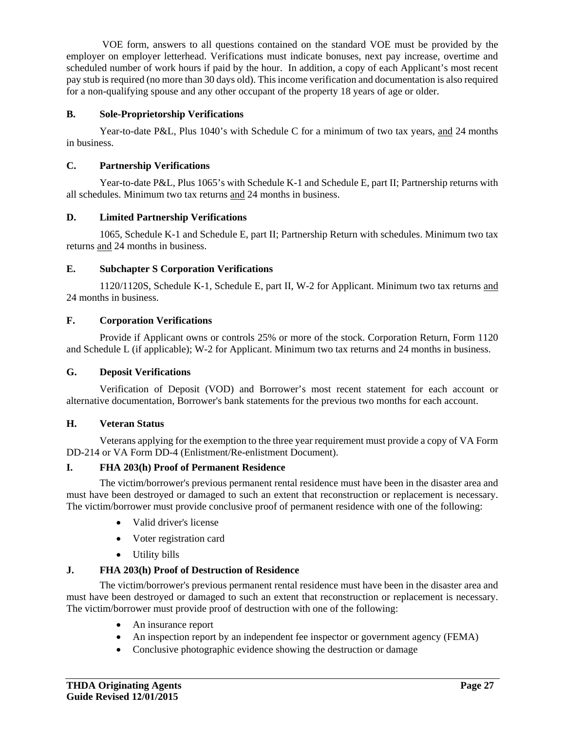VOE form, answers to all questions contained on the standard VOE must be provided by the employer on employer letterhead. Verifications must indicate bonuses, next pay increase, overtime and scheduled number of work hours if paid by the hour. In addition, a copy of each Applicant's most recent pay stub is required (no more than 30 days old). This income verification and documentation is also required for a non-qualifying spouse and any other occupant of the property 18 years of age or older.

**B. Sole-Proprietorship Verifications**

Year-to-date P&L, Plus 1040's with Schedule C for a minimum of two tax years, <u>and</u> 24 months in business.

**C. Partnership Verifications**

Year-to-date P&L, Plus 1065's with Schedule K-1 and Schedule E, part II; Partnership returns with all schedules. Minimum two tax returns <u>and</u> 24 months in business.

**D. Limited Partnership Verifications**

1065, Schedule K-1 and Schedule E, part II; Partnership Return with schedules. Minimum two tax returns <u>and</u> 24 months in business.

**E. Subchapter S Corporation Verifications**

1120/1120S, Schedule K-1, Schedule E, part II, W-2 for Applicant. Minimum two tax returns <u>and</u> 24 months in business.

**F. Corporation Verifications**

Provide if Applicant owns or controls 25% or more of the stock. Corporation Return, Form 1120 and Schedule L (if applicable); W-2 for Applicant. Minimum two tax returns and 24 months in business.

**G. Deposit Verifications**

Verification of Deposit (VOD) and Borrower's most recent statement for each account or alternative documentation, Borrower's bank statements for the previous two months for each account.

**H. Veteran Status**

Veterans applying for the exemption to the three year requirement must provide a copy of VA Form DD-214 or VA Form DD-4 (Enlistment/Re-enlistment Document).

**I. FHA 203(h) Proof of Permanent Residence**

The victim/borrower's previous permanent rental residence must have been in the disaster area and must have been destroyed or damaged to such an extent that reconstruction or replacement is necessary. The victim/borrower must provide conclusive proof of permanent residence with one of the following:

- Valid driver's license
- Voter registration card
- Utility bills

**J. FHA 203(h) Proof of Destruction of Residence**

The victim/borrower's previous permanent rental residence must have been in the disaster area and must have been destroyed or damaged to such an extent that reconstruction or replacement is necessary. The victim/borrower must provide proof of destruction with one of the following:

- An insurance report
- An inspection report by an independent fee inspector or government agency (FEMA)
- Conclusive photographic evidence showing the destruction or damage